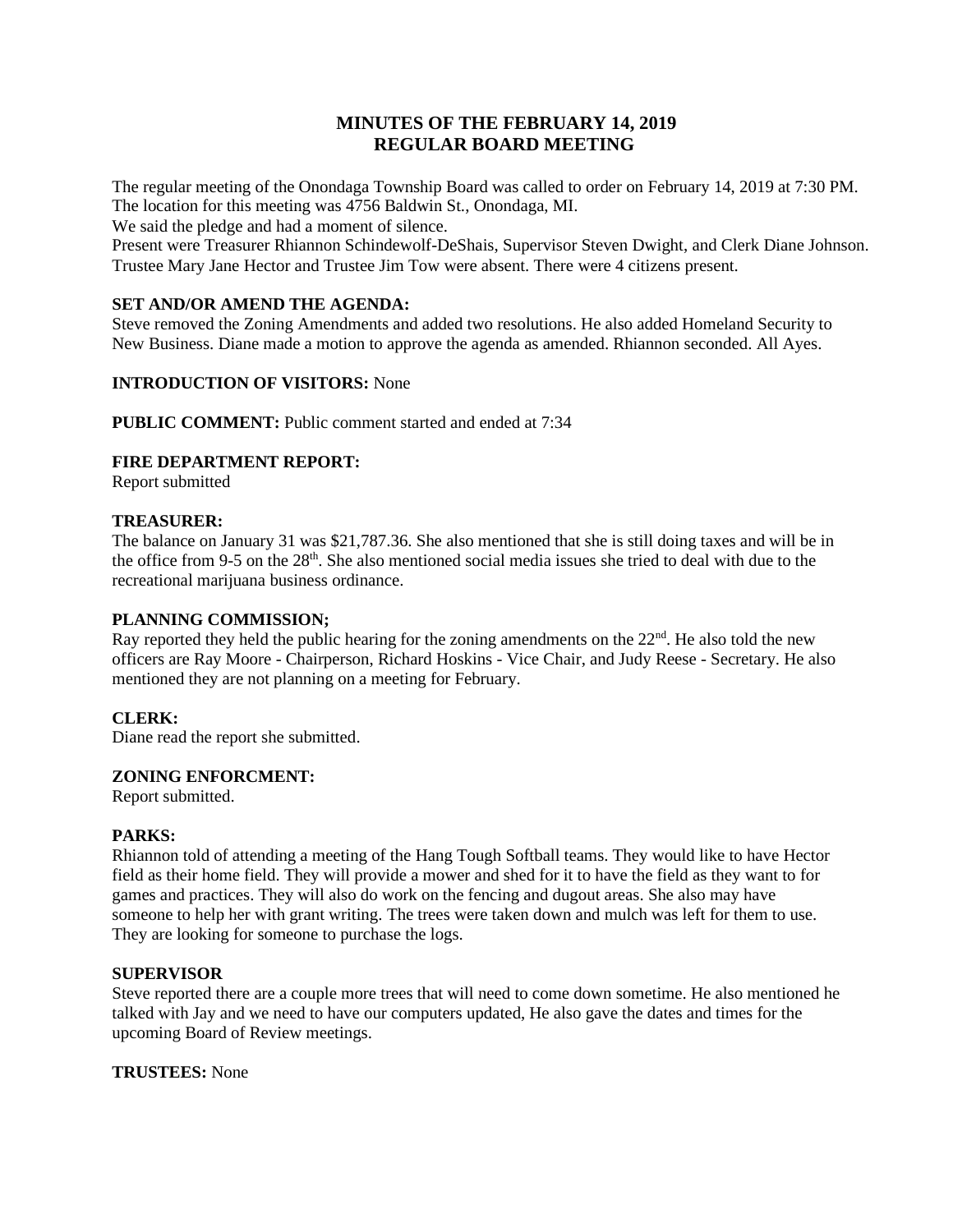# MINUTES OF THE FEBRUARY 14, 2019
# REGULAR BOARD MEETING

The regular meeting of the Onondaga Township Board was called to order on February 14, 2019 at 7:30 PM. The location for this meeting was 4756 Baldwin St., Onondaga, MI.
We said the pledge and had a moment of silence.
Present were Treasurer Rhiannon Schindewolf-DeShais, Supervisor Steven Dwight, and Clerk Diane Johnson. Trustee Mary Jane Hector and Trustee Jim Tow were absent. There were 4 citizens present.

**SET AND/OR AMEND THE AGENDA:**
Steve removed the Zoning Amendments and added two resolutions. He also added Homeland Security to New Business. Diane made a motion to approve the agenda as amended. Rhiannon seconded. All Ayes.

**INTRODUCTION OF VISITORS:** None

**PUBLIC COMMENT:** Public comment started and ended at 7:34

**FIRE DEPARTMENT REPORT:**
Report submitted

**TREASURER:**
The balance on January 31 was $21,787.36. She also mentioned that she is still doing taxes and will be in the office from 9-5 on the 28th. She also mentioned social media issues she tried to deal with due to the recreational marijuana business ordinance.

**PLANNING COMMISSION;**
Ray reported they held the public hearing for the zoning amendments on the 22nd. He also told the new officers are Ray Moore - Chairperson, Richard Hoskins - Vice Chair, and Judy Reese - Secretary. He also mentioned they are not planning on a meeting for February.

**CLERK:**
Diane read the report she submitted.

**ZONING ENFORCMENT:**
Report submitted.

**PARKS:**
Rhiannon told of attending a meeting of the Hang Tough Softball teams. They would like to have Hector field as their home field. They will provide a mower and shed for it to have the field as they want to for games and practices. They will also do work on the fencing and dugout areas. She also may have someone to help her with grant writing. The trees were taken down and mulch was left for them to use. They are looking for someone to purchase the logs.

**SUPERVISOR**
Steve reported there are a couple more trees that will need to come down sometime. He also mentioned he talked with Jay and we need to have our computers updated, He also gave the dates and times for the upcoming Board of Review meetings.

**TRUSTEES:** None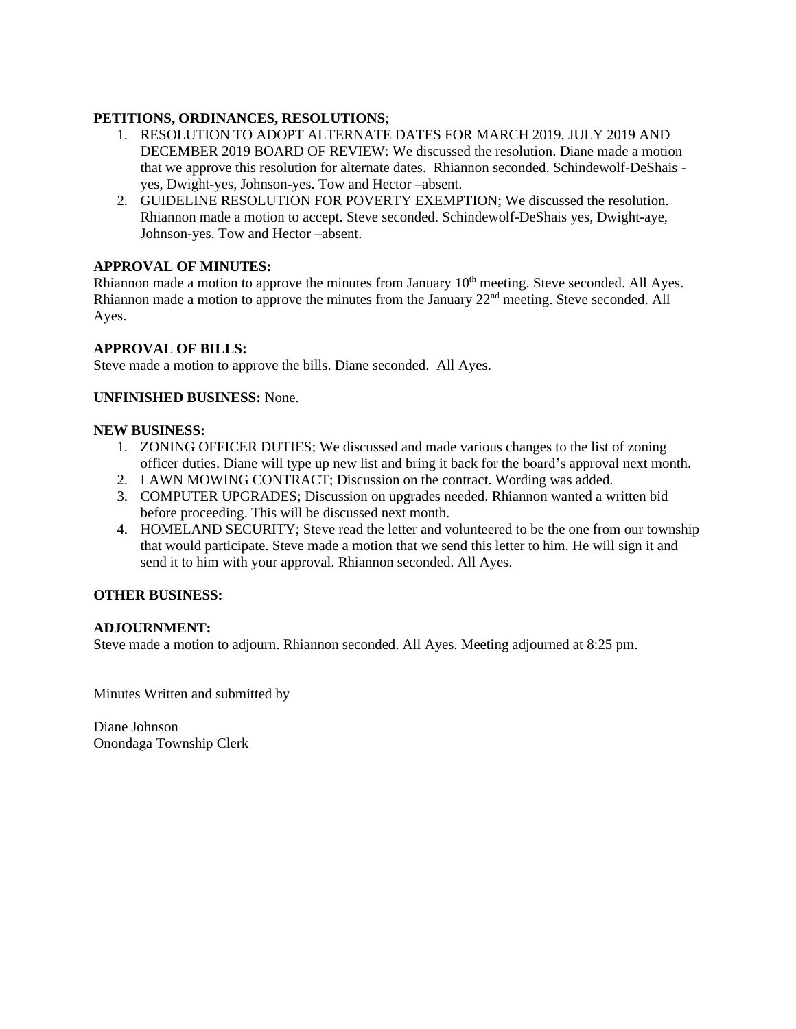**PETITIONS, ORDINANCES, RESOLUTIONS**;

1. RESOLUTION TO ADOPT ALTERNATE DATES FOR MARCH 2019, JULY 2019 AND DECEMBER 2019 BOARD OF REVIEW: We discussed the resolution. Diane made a motion that we approve this resolution for alternate dates. Rhiannon seconded. Schindewolf-DeShais - yes, Dwight-yes, Johnson-yes. Tow and Hector –absent.
2. GUIDELINE RESOLUTION FOR POVERTY EXEMPTION; We discussed the resolution. Rhiannon made a motion to accept. Steve seconded. Schindewolf-DeShais yes, Dwight-aye, Johnson-yes. Tow and Hector –absent.

**APPROVAL OF MINUTES:**

Rhiannon made a motion to approve the minutes from January 10th meeting. Steve seconded. All Ayes. Rhiannon made a motion to approve the minutes from the January 22nd meeting. Steve seconded. All Ayes.

**APPROVAL OF BILLS:**

Steve made a motion to approve the bills. Diane seconded. All Ayes.

**UNFINISHED BUSINESS:** None.

**NEW BUSINESS:**

1. ZONING OFFICER DUTIES; We discussed and made various changes to the list of zoning officer duties. Diane will type up new list and bring it back for the board's approval next month.
2. LAWN MOWING CONTRACT; Discussion on the contract. Wording was added.
3. COMPUTER UPGRADES; Discussion on upgrades needed. Rhiannon wanted a written bid before proceeding. This will be discussed next month.
4. HOMELAND SECURITY; Steve read the letter and volunteered to be the one from our township that would participate. Steve made a motion that we send this letter to him. He will sign it and send it to him with your approval. Rhiannon seconded. All Ayes.

**OTHER BUSINESS:**

**ADJOURNMENT:**

Steve made a motion to adjourn. Rhiannon seconded. All Ayes. Meeting adjourned at 8:25 pm.

Minutes Written and submitted by

Diane Johnson
Onondaga Township Clerk